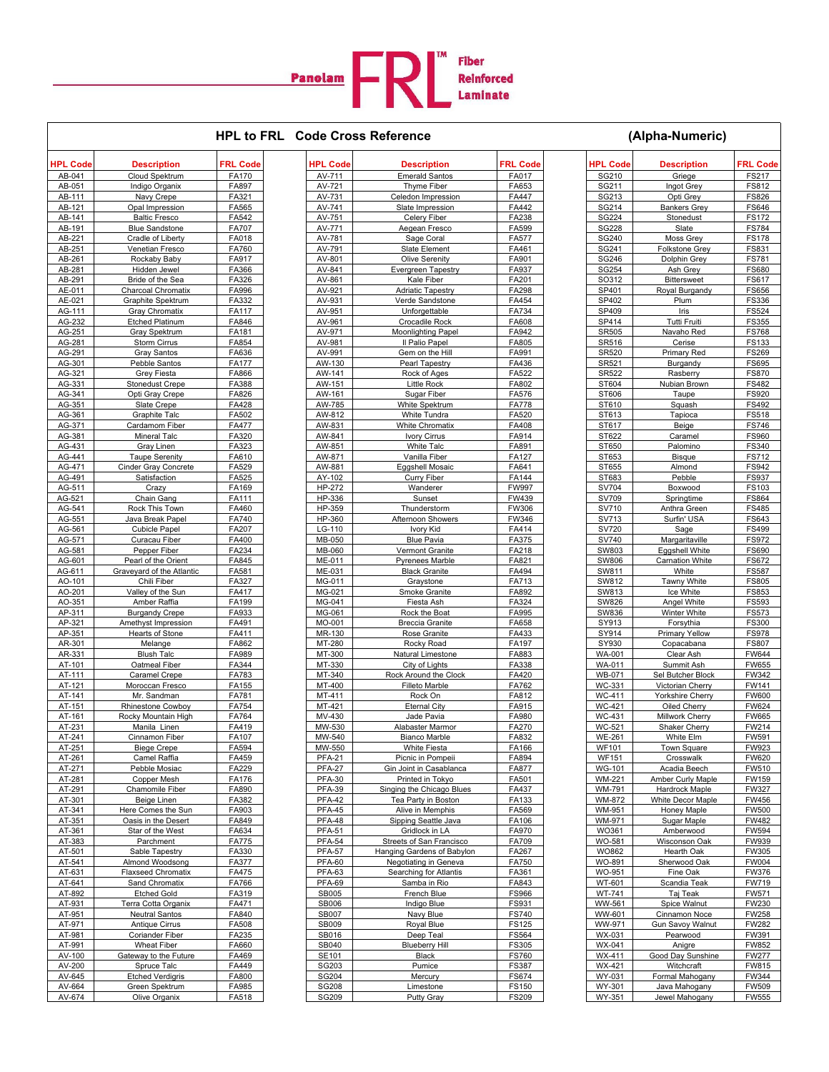Panolam **FRL**™ Fiber Reinforced Laminate

## HPL to FRL Code Cross Reference (Alpha-Numeric)

| HPL Code | Description | FRL Code |
|---|---|---|
| AB-041 | Cloud Spektrum | FA170 |
| AB-051 | Indigo Organix | FA897 |
| AB-111 | Navy Crepe | FA321 |
| AB-121 | Opal Impression | FA565 |
| AB-141 | Baltic Fresco | FA542 |
| AB-191 | Blue Sandstone | FA707 |
| AB-221 | Cradle of Liberty | FA018 |
| AB-251 | Venetian Fresco | FA760 |
| AB-261 | Rockaby Baby | FA917 |
| AB-281 | Hidden Jewel | FA366 |
| AB-291 | Bride of the Sea | FA326 |
| AE-011 | Charcoal Chromatix | FA996 |
| AE-021 | Graphite Spektrum | FA332 |
| AG-111 | Gray Chromatix | FA117 |
| AG-232 | Etched Platinum | FA846 |
| AG-251 | Gray Spektrum | FA181 |
| AG-281 | Storm Cirrus | FA854 |
| AG-291 | Gray Santos | FA636 |
| AG-301 | Pebble Santos | FA177 |
| AG-321 | Grey Fiesta | FA866 |
| AG-331 | Stonedust Crepe | FA388 |
| AG-341 | Opti Gray Crepe | FA826 |
| AG-351 | Slate Crepe | FA428 |
| AG-361 | Graphite Talc | FA502 |
| AG-371 | Cardamom Fiber | FA477 |
| AG-381 | Mineral Talc | FA320 |
| AG-431 | Gray Linen | FA323 |
| AG-441 | Taupe Serenity | FA610 |
| AG-471 | Cinder Gray Concrete | FA529 |
| AG-491 | Satisfaction | FA525 |
| AG-511 | Crazy | FA169 |
| AG-521 | Chain Gang | FA111 |
| AG-541 | Rock This Town | FA460 |
| AG-551 | Java Break Papel | FA740 |
| AG-561 | Cubicle Papel | FA207 |
| AG-571 | Curacau Fiber | FA400 |
| AG-581 | Pepper Fiber | FA234 |
| AG-601 | Pearl of the Orient | FA845 |
| AG-611 | Graveyard of the Atlantic | FA581 |
| AO-101 | Chili Fiber | FA327 |
| AO-201 | Valley of the Sun | FA417 |
| AO-351 | Amber Raffia | FA199 |
| AP-311 | Burgandy Crepe | FA933 |
| AP-321 | Amethyst Impression | FA491 |
| AP-351 | Hearts of Stone | FA411 |
| AR-301 | Melange | FA862 |
| AR-331 | Blush Talc | FA989 |
| AT-101 | Oatmeal Fiber | FA344 |
| AT-111 | Caramel Crepe | FA783 |
| AT-121 | Moroccan Fresco | FA155 |
| AT-141 | Mr. Sandman | FA781 |
| AT-151 | Rhinestone Cowboy | FA754 |
| AT-161 | Rocky Mountain High | FA764 |
| AT-231 | Manila Linen | FA419 |
| AT-241 | Cinnamon Fiber | FA107 |
| AT-251 | Biege Crepe | FA594 |
| AT-261 | Camel Raffia | FA459 |
| AT-271 | Pebble Mosaic | FA229 |
| AT-281 | Copper Mesh | FA176 |
| AT-291 | Chamomile Fiber | FA890 |
| AT-301 | Beige Linen | FA382 |
| AT-341 | Here Comes the Sun | FA903 |
| AT-351 | Oasis in the Desert | FA849 |
| AT-361 | Star of the West | FA634 |
| AT-383 | Parchment | FA775 |
| AT-501 | Sable Tapestry | FA330 |
| AT-541 | Almond Woodsong | FA377 |
| AT-631 | Flaxseed Chromatix | FA475 |
| AT-641 | Sand Chromatix | FA766 |
| AT-892 | Etched Gold | FA319 |
| AT-931 | Terra Cotta Organix | FA471 |
| AT-951 | Neutral Santos | FA840 |
| AT-971 | Antique Cirrus | FA508 |
| AT-981 | Coriander Fiber | FA235 |
| AT-991 | Wheat Fiber | FA660 |
| AV-100 | Gateway to the Future | FA469 |
| AV-200 | Spruce Tuk | FA449 |
| AV-645 | Etched Verdigris | FA800 |
| AV-664 | Green Spektrum | FA985 |
| AV-674 | Olive Organix | FA518 |
| AV-711 | Emerald Santos | FA017 |
| AV-721 | Thyme Fiber | FA653 |
| AV-731 | Celedon Impression | FA447 |
| AV-741 | Slate Impression | FA442 |
| AV-751 | Celery Fiber | FA238 |
| AV-771 | Aegean Fresco | FA599 |
| AV-781 | Sage Coral | FA577 |
| AV-791 | Slate Element | FA461 |
| AV-801 | Olive Serenity | FA901 |
| AV-841 | Evergreen Tapestry | FA937 |
| AV-861 | Kale Fiber | FA201 |
| AV-921 | Adriatic Tapestry | FA298 |
| AV-931 | Verde Sandstone | FA454 |
| AV-951 | Unforgettable | FA734 |
| AV-961 | Crocadile Rock | FA608 |
| AV-971 | Moonlighting Papel | FA942 |
| AV-981 | Il Palio Papel | FA805 |
| AV-991 | Gem on the Hill | FA991 |
| AW-130 | Pearl Tapestry | FA436 |
| AW-141 | Rock of Ages | FA522 |
| AW-151 | Little Rock | FA802 |
| AW-161 | Sugar Fiber | FA576 |
| AW-785 | White Spektrum | FA778 |
| AW-812 | White Tundra | FA520 |
| AW-831 | White Chromatix | FA408 |
| AW-841 | Ivory Cirrus | FA914 |
| AW-851 | White Talc | FA891 |
| AW-871 | Vanilla Fiber | FA127 |
| AW-881 | Eggshell Mosaic | FA641 |
| AY-102 | Curry Fiber | FA144 |
| HP-272 | Wanderer | FW997 |
| HP-336 | Sunset | FW439 |
| HP-359 | Thunderstorm | FW306 |
| HP-360 | Afternoon Showers | FW346 |
| LG-110 | Ivory Kid | FA414 |
| MB-050 | Blue Pavia | FA375 |
| MB-060 | Vermont Granite | FA218 |
| ME-011 | Pyrenees Marble | FA821 |
| ME-031 | Black Granite | FA494 |
| MG-011 | Graystone | FA713 |
| MG-021 | Smoke Granite | FA892 |
| MG-041 | Fiesta Ash | FA324 |
| MG-061 | Rock the Boat | FA995 |
| MO-001 | Breccia Granite | FA658 |
| MR-130 | Rose Granite | FA433 |
| MT-280 | Rocky Road | FA197 |
| MT-300 | Natural Limestone | FA883 |
| MT-330 | City of Lights | FA338 |
| MT-340 | Rock Around the Clock | FA420 |
| MT-400 | Filleto Marble | FA762 |
| MT-411 | Rock On | FA812 |
| MT-421 | Eternal City | FA915 |
| MV-430 | Jade Pavia | FA980 |
| MW-530 | Alabaster Marmor | FA270 |
| MW-540 | Bianco Marble | FA832 |
| MW-550 | White Fiesta | FA166 |
| PFA-21 | Picnic in Pompeii | FA894 |
| PFA-27 | Gin Joint in Casablanca | FA877 |
| PFA-30 | Printed in Tokyo | FA501 |
| PFA-39 | Singing the Chicago Blues | FA437 |
| PFA-42 | Tea Party in Boston | FA133 |
| PFA-45 | Alive in Memphis | FA569 |
| PFA-48 | Sipping Seattle Java | FA106 |
| PFA-51 | Gridlock in LA | FA970 |
| PFA-54 | Streets of San Francisco | FA709 |
| PFA-57 | Hanging Gardens of Babylon | FA267 |
| PFA-60 | Negotiating in Geneva | FA750 |
| PFA-63 | Searching for Atlantis | FA361 |
| PFA-69 | Samba in Rio | FA843 |
| SB005 | French Blue | FS966 |
| SB006 | Indigo Blue | FS931 |
| SB007 | Navy Blue | FS740 |
| SB009 | Royal Blue | FS125 |
| SB016 | Deep Teal | FS564 |
| SB040 | Blueberry Hill | FS305 |
| SE101 | Black | FS760 |
| SG203 | Pumice | FS387 |
| SG204 | Mercury | FS674 |
| SG208 | Limestone | FS150 |
| SG209 | Putty Gray | FS209 |
| SG210 | Griege | FS217 |
| SG211 | Ingot Grey | FS812 |
| SG213 | Opti Grey | FS826 |
| SG214 | Bankers Grey | FS646 |
| SG224 | Stonedust | FS172 |
| SG228 | Slate | FS784 |
| SG240 | Moss Grey | FS178 |
| SG241 | Folkstone Grey | FS831 |
| SG246 | Dolphin Grey | FS781 |
| SG254 | Ash Grey | FS680 |
| SO312 | Bittersweet | FS617 |
| SP401 | Royal Burgandy | FS656 |
| SP402 | Plum | FS336 |
| SP409 | Iris | FS524 |
| SP414 | Tutti Fruiti | FS355 |
| SR505 | Navaho Red | FS768 |
| SR516 | Cerise | FS133 |
| SR520 | Primary Red | FS269 |
| SR521 | Burgandy | FS695 |
| SR522 | Rasberry | FS870 |
| ST604 | Nubian Brown | FS482 |
| ST606 | Taupe | FS920 |
| ST610 | Squash | FS492 |
| ST613 | Tapioca | FS518 |
| ST617 | Beige | FS746 |
| ST622 | Caramel | FS960 |
| ST650 | Palomino | FS340 |
| ST653 | Bisque | FS712 |
| ST655 | Almond | FS942 |
| ST683 | Pebble | FS937 |
| SV704 | Boxwood | FS103 |
| SV709 | Springtime | FS864 |
| SV710 | Anthra Green | FS485 |
| SV713 | Surfin' USA | FS643 |
| SV720 | Sage | FS499 |
| SV740 | Margaritaville | FS972 |
| SW803 | Eggshell White | FS690 |
| SW806 | Carnation White | FS672 |
| SW811 | White | FS587 |
| SW812 | Tawny White | FS805 |
| SW813 | Ice White | FS853 |
| SW826 | Angel White | FS593 |
| SW836 | Winter White | FS573 |
| SY913 | Forsythia | FS300 |
| SY914 | Primary Yellow | FS978 |
| SY930 | Copacabana | FS807 |
| WA-001 | Clear Ash | FW644 |
| WA-011 | Summit Ash | FW655 |
| WB-071 | Sel Butcher Block | FW342 |
| WC-331 | Victorian Cherry | FW141 |
| WC-411 | Yorkshire Cherry | FW600 |
| WC-421 | Oiled Cherry | FW624 |
| WC-431 | Millwork Cherry | FW665 |
| WC-521 | Shaker Cherry | FW214 |
| WE-261 | White Elm | FW591 |
| WF101 | Town Square | FW923 |
| WF151 | Crosswalk | FW620 |
| WG-101 | Acadia Beech | FW510 |
| WM-221 | Amber Curly Maple | FW159 |
| WM-791 | Hardrock Maple | FW327 |
| WM-872 | White Decor Maple | FW456 |
| WM-951 | Honey Maple | FW500 |
| WM-971 | Sugar Maple | FW482 |
| WO361 | Amberwood | FW594 |
| WO-581 | Wisconson Oak | FW939 |
| WO862 | Hearth Oak | FW305 |
| WO-891 | Sherwood Oak | FW004 |
| WO-951 | Fine Oak | FW376 |
| WT-601 | Scandia Teak | FW719 |
| WT-741 | Taj Teak | FW571 |
| WW-561 | Spice Walnut | FW230 |
| WW-601 | Cinnamon Noce | FW258 |
| WW-971 | Gun Savoy Walnut | FW282 |
| WX-031 | Pearwood | FW391 |
| WX-041 | Anigre | FW852 |
| WX-411 | Good Day Sunshine | FW277 |
| WX-421 | Witchcraft | FW815 |
| WY-031 | Formal Mahogany | FW344 |
| WY-301 | Java Mahogany | FW509 |
| WY-351 | Jewel Mahogany | FW555 |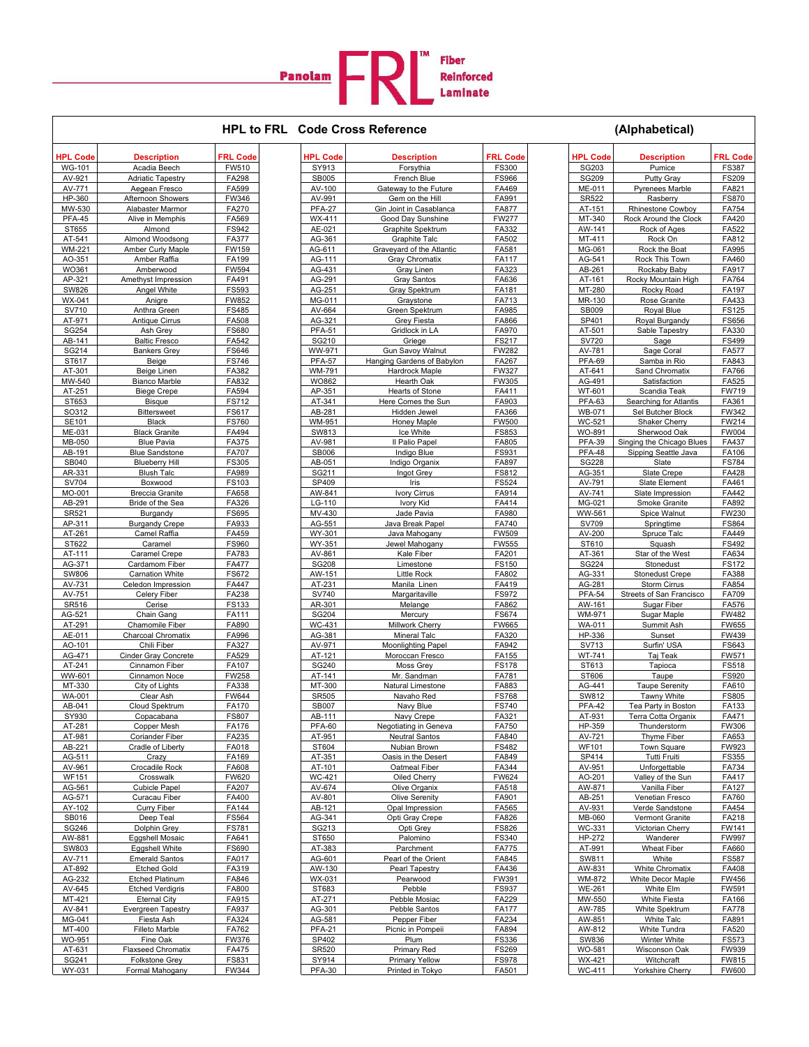Panolam **FRL**™ Fiber Reinforced Laminate

## HPL to FRL Code Cross Reference (Alphabetical)

| HPL Code | Description | FRL Code |
|---|---|---|
| WG-101 | Acadia Beech | FW510 |
| AV-921 | Adriatic Tapestry | FA298 |
| AV-771 | Aegean Fresco | FA599 |
| HP-360 | Afternoon Showers | FW346 |
| MW-530 | Alabaster Marmor | FA270 |
| PFA-45 | Alive in Memphis | FA569 |
| ST655 | Almond | FS942 |
| AT-541 | Almond Woodsong | FA377 |
| WM-221 | Amber Curly Maple | FW159 |
| AO-351 | Amber Raffia | FA199 |
| WO361 | Amberwood | FW594 |
| AP-321 | Amethyst Impression | FA491 |
| SW826 | Angel White | FS593 |
| WX-041 | Anigre | FW852 |
| SV710 | Anthra Green | FS485 |
| AT-971 | Antique Cirrus | FA508 |
| SG254 | Ash Grey | FS680 |
| AB-141 | Baltic Fresco | FA542 |
| SG214 | Bankers Grey | FS646 |
| ST617 | Beige | FS746 |
| AT-301 | Beige Linen | FA382 |
| MW-540 | Bianco Marble | FA832 |
| AT-251 | Biege Crepe | FA594 |
| ST653 | Bisque | FS712 |
| SO312 | Bittersweet | FS617 |
| SE101 | Black | FS760 |
| ME-031 | Black Granite | FA494 |
| MB-050 | Blue Pavia | FA375 |
| AB-191 | Blue Sandstone | FA707 |
| SB040 | Blueberry Hill | FS305 |
| AR-331 | Blush Talc | FA989 |
| SV704 | Boxwood | FS103 |
| MO-001 | Breccia Granite | FA658 |
| AB-291 | Bride of the Sea | FA326 |
| SR521 | Burgandy | FS695 |
| AP-311 | Burgandy Crepe | FA933 |
| AT-261 | Camel Raffia | FA459 |
| ST622 | Caramel | FS960 |
| AT-111 | Caramel Crepe | FA783 |
| AG-371 | Cardamom Fiber | FA477 |
| SW806 | Carnation White | FS672 |
| AV-731 | Celedon Impression | FA447 |
| AV-751 | Celery Fiber | FA238 |
| SR516 | Cerise | FS133 |
| AG-521 | Chain Gang | FA111 |
| AT-291 | Chamomile Fiber | FA890 |
| AE-011 | Charcoal Chromatix | FA996 |
| AO-101 | Chili Fiber | FA327 |
| AG-471 | Cinder Gray Concrete | FA529 |
| AT-241 | Cinnamon Fiber | FA107 |
| WW-601 | Cinnamon Noce | FW258 |
| MT-330 | City of Lights | FA338 |
| WA-001 | Clear Ash | FW644 |
| AB-041 | Cloud Spektrum | FA170 |
| SY930 | Copacabana | FS807 |
| AT-281 | Copper Mesh | FA176 |
| AT-981 | Coriander Fiber | FA235 |
| AB-221 | Cradle of Liberty | FA018 |
| AG-511 | Crazy | FA169 |
| AV-961 | Crocadile Rock | FA608 |
| WF151 | Crosswalk | FW620 |
| AG-561 | Cubicle Papel | FA207 |
| AG-571 | Curacau Fiber | FA400 |
| AY-102 | Curry Fiber | FA144 |
| SB016 | Deep Teal | FS564 |
| SG246 | Dolphin Grey | FS781 |
| AW-881 | Eggshell Mosaic | FA641 |
| SW803 | Eggshell White | FS690 |
| AV-711 | Emerald Santos | FA017 |
| AT-892 | Etched Gold | FA319 |
| AG-232 | Etched Platinum | FA846 |
| AV-645 | Etched Verdigris | FA800 |
| MT-421 | Eternal City | FA915 |
| AV-841 | Evergreen Tapestry | FA937 |
| MG-041 | Fiesta Ash | FA324 |
| MT-400 | Filleto Marble | FA762 |
| WO-951 | Fine Oak | FW376 |
| AT-631 | Flaxseed Chromatix | FA475 |
| SG241 | Folkstone Grey | FS831 |
| WY-031 | Formal Mahogany | FW344 |
| SY913 | Forsythia | FS300 |
| SB005 | French Blue | FS966 |
| AV-100 | Gateway to the Future | FA469 |
| AV-991 | Gem on the Hill | FA991 |
| PFA-27 | Gin Joint in Casablanca | FA877 |
| WX-411 | Good Day Sunshine | FW277 |
| AE-021 | Graphite Spektrum | FA332 |
| AG-361 | Graphite Talc | FA502 |
| AG-611 | Graveyard of the Atlantic | FA581 |
| AG-111 | Gray Chromatix | FA117 |
| AG-431 | Gray Linen | FA323 |
| AG-291 | Gray Santos | FA636 |
| AG-251 | Gray Spektrum | FA181 |
| MG-011 | Graystone | FA713 |
| AV-664 | Green Spektrum | FA985 |
| AG-321 | Grey Fiesta | FA866 |
| PFA-51 | Gridlock in LA | FA970 |
| SG210 | Griege | FS217 |
| WW-971 | Gun Savoy Walnut | FW282 |
| PFA-57 | Hanging Gardens of Babylon | FA267 |
| WM-791 | Hardrock Maple | FW327 |
| WO862 | Hearth Oak | FW305 |
| AP-351 | Hearts of Stone | FA411 |
| AT-341 | Here Comes the Sun | FA903 |
| AB-281 | Hidden Jewel | FA366 |
| WM-951 | Honey Maple | FW500 |
| SW813 | Ice White | FS853 |
| AV-981 | Il Palio Papel | FA805 |
| SB006 | Indigo Blue | FS931 |
| AB-051 | Indigo Organix | FA897 |
| SG211 | Ingot Grey | FS812 |
| SP409 | Iris | FS524 |
| AW-841 | Ivory Cirrus | FA914 |
| LG-110 | Ivory Kid | FA414 |
| MV-430 | Jade Pavia | FA980 |
| AG-551 | Java Break Papel | FA740 |
| WY-301 | Java Mahogany | FW509 |
| WY-351 | Jewel Mahogany | FW555 |
| AV-861 | Kale Fiber | FA201 |
| SG208 | Limestone | FS150 |
| AW-151 | Little Rock | FA802 |
| AT-231 | Manila Linen | FA419 |
| SV740 | Margaritaville | FS972 |
| AR-301 | Melange | FA862 |
| SG204 | Mercury | FS674 |
| WC-431 | Millwork Cherry | FW665 |
| AG-381 | Mineral Talc | FA320 |
| AV-971 | Moonlighting Papel | FA942 |
| AT-121 | Moroccan Fresco | FA155 |
| SG240 | Moss Grey | FS178 |
| AT-141 | Mr. Sandman | FA781 |
| MT-300 | Natural Limestone | FA883 |
| SR505 | Navaho Red | FS768 |
| SB007 | Navy Blue | FS740 |
| AB-111 | Navy Crepe | FA321 |
| PFA-60 | Negotiating in Geneva | FA750 |
| AT-951 | Neutral Santos | FA840 |
| ST604 | Nubian Brown | FS482 |
| AT-351 | Oasis in the Desert | FA849 |
| AT-101 | Oatmeal Fiber | FA344 |
| WC-421 | Oiled Cherry | FW624 |
| AV-674 | Olive Organix | FA518 |
| AV-801 | Olive Serenity | FA901 |
| AB-121 | Opal Impression | FA565 |
| AG-341 | Opti Gray Crepe | FA826 |
| SG213 | Opti Grey | FS826 |
| ST650 | Palomino | FS340 |
| AT-383 | Parchment | FA775 |
| AG-601 | Pearl of the Orient | FA845 |
| AW-130 | Pearl Tapestry | FA436 |
| WX-031 | Pearwood | FW391 |
| ST683 | Pebble | FS937 |
| AT-271 | Pebble Mosiac | FA229 |
| AG-301 | Pebble Santos | FA177 |
| AG-581 | Pepper Fiber | FA234 |
| PFA-21 | Picnic in Pompeii | FA894 |
| SP402 | Plum | FS336 |
| SR520 | Primary Red | FS269 |
| SY914 | Primary Yellow | FS978 |
| PFA-30 | Printed in Tokyo | FA501 |
| SG203 | Pumice | FS387 |
| SG209 | Putty Gray | FS209 |
| ME-011 | Pyrenees Marble | FA821 |
| SR522 | Rasberry | FS870 |
| AT-151 | Rhinestone Cowboy | FA754 |
| MT-340 | Rock Around the Clock | FA420 |
| AW-141 | Rock of Ages | FA522 |
| MT-411 | Rock On | FA812 |
| MG-061 | Rock the Boat | FA995 |
| AG-541 | Rock This Town | FA460 |
| AB-261 | Rockaby Baby | FA917 |
| AT-161 | Rocky Mountain High | FA764 |
| MT-280 | Rocky Road | FA197 |
| MR-130 | Rose Granite | FA433 |
| SB009 | Royal Blue | FS125 |
| SP401 | Royal Burgandy | FS656 |
| AT-501 | Sable Tapestry | FA330 |
| SV720 | Sage | FS499 |
| AV-781 | Sage Coral | FA577 |
| PFA-69 | Samba in Rio | FA843 |
| AT-641 | Sand Chromatix | FA766 |
| AG-491 | Satisfaction | FA525 |
| WT-601 | Scandia Teak | FW719 |
| PFA-63 | Searching for Atlantis | FA361 |
| WB-071 | Sel Butcher Block | FW342 |
| WC-521 | Shaker Cherry | FW214 |
| WO-891 | Sherwood Oak | FW004 |
| PFA-39 | Singing the Chicago Blues | FA437 |
| PFA-48 | Sipping Seattle Java | FA106 |
| SG228 | Slate | FS784 |
| AG-351 | Slate Crepe | FA428 |
| AV-791 | Slate Element | FA461 |
| AV-741 | Slate Impression | FA442 |
| MG-021 | Smoke Granite | FA892 |
| WW-561 | Spice Walnut | FW230 |
| SV709 | Springtime | FS864 |
| AV-200 | Spruce Talc | FA449 |
| ST610 | Squash | FS492 |
| AT-361 | Star of the West | FA634 |
| SG224 | Stonedust | FS172 |
| AG-331 | Stonedust Crepe | FA388 |
| AG-281 | Storm Cirrus | FA854 |
| PFA-54 | Streets of San Francisco | FA709 |
| AW-161 | Sugar Fiber | FA576 |
| WM-971 | Sugar Maple | FW482 |
| WA-011 | Summit Ash | FW655 |
| HP-336 | Sunset | FW439 |
| SV713 | Surfin' USA | FS643 |
| WT-741 | Taj Teak | FW571 |
| ST613 | Tapioca | FS518 |
| ST606 | Taupe | FS920 |
| AG-441 | Taupe Serenity | FA610 |
| SW812 | Tawny White | FS805 |
| PFA-42 | Tea Party in Boston | FA133 |
| AT-931 | Terra Cotta Organix | FA471 |
| HP-359 | Thunderstorm | FW306 |
| AV-721 | Thyme Fiber | FA653 |
| WF101 | Town Square | FW923 |
| SP414 | Tutti Fruiti | FS355 |
| AV-951 | Unforgettable | FA734 |
| AO-201 | Valley of the Sun | FA417 |
| AW-871 | Vanilla Fiber | FA127 |
| AB-251 | Venetian Fresco | FA760 |
| AV-931 | Verde Sandstone | FA454 |
| MB-060 | Vermont Granite | FA218 |
| WC-331 | Victorian Cherry | FW141 |
| HP-272 | Wanderer | FW997 |
| AT-991 | Wheat Fiber | FA660 |
| SW811 | White | FS587 |
| AW-831 | White Chromatix | FA408 |
| WM-872 | White Decor Maple | FW456 |
| WE-261 | White Elm | FW591 |
| MW-550 | White Fiesta | FA166 |
| AW-785 | White Spektrum | FA778 |
| AW-851 | White Talc | FA891 |
| AW-812 | White Tundra | FA520 |
| SW836 | Winter White | FS573 |
| WO-581 | Wisconson Oak | FW939 |
| WX-421 | Witchcraft | FW815 |
| WC-411 | Yorkshire Cherry | FW600 |